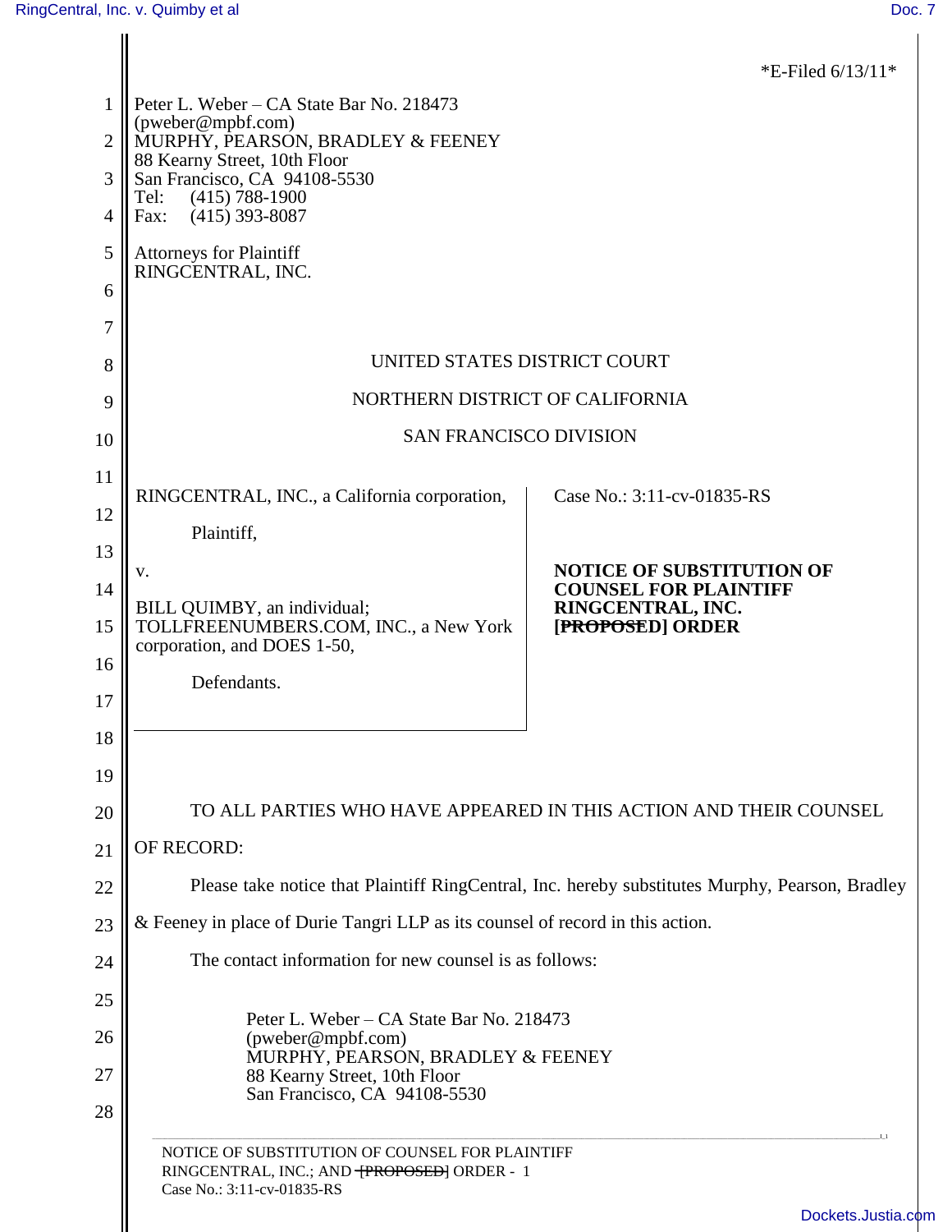*E-Filed 6/13/11*

Peter L. Weber – CA State Bar No. 218473
(pweber@mpbf.com)
MURPHY, PEARSON, BRADLEY & FEENEY
88 Kearny Street, 10th Floor
San Francisco, CA 94108-5530
Tel: (415) 788-1900
Fax: (415) 393-8087

Attorneys for Plaintiff
RINGCENTRAL, INC.

UNITED STATES DISTRICT COURT

NORTHERN DISTRICT OF CALIFORNIA

SAN FRANCISCO DIVISION

RINGCENTRAL, INC., a California corporation,

Plaintiff,

v.

BILL QUIMBY, an individual; TOLLFREENUMBERS.COM, INC., a New York corporation, and DOES 1-50,

Defendants.

Case No.: 3:11-cv-01835-RS

**NOTICE OF SUBSTITUTION OF COUNSEL FOR PLAINTIFF RINGCENTRAL, INC. ~~[PROPOSED]~~ ORDER**

TO ALL PARTIES WHO HAVE APPEARED IN THIS ACTION AND THEIR COUNSEL OF RECORD:

Please take notice that Plaintiff RingCentral, Inc. hereby substitutes Murphy, Pearson, Bradley & Feeney in place of Durie Tangri LLP as its counsel of record in this action.

The contact information for new counsel is as follows:

Peter L. Weber – CA State Bar No. 218473
(pweber@mpbf.com)
MURPHY, PEARSON, BRADLEY & FEENEY
88 Kearny Street, 10th Floor
San Francisco, CA 94108-5530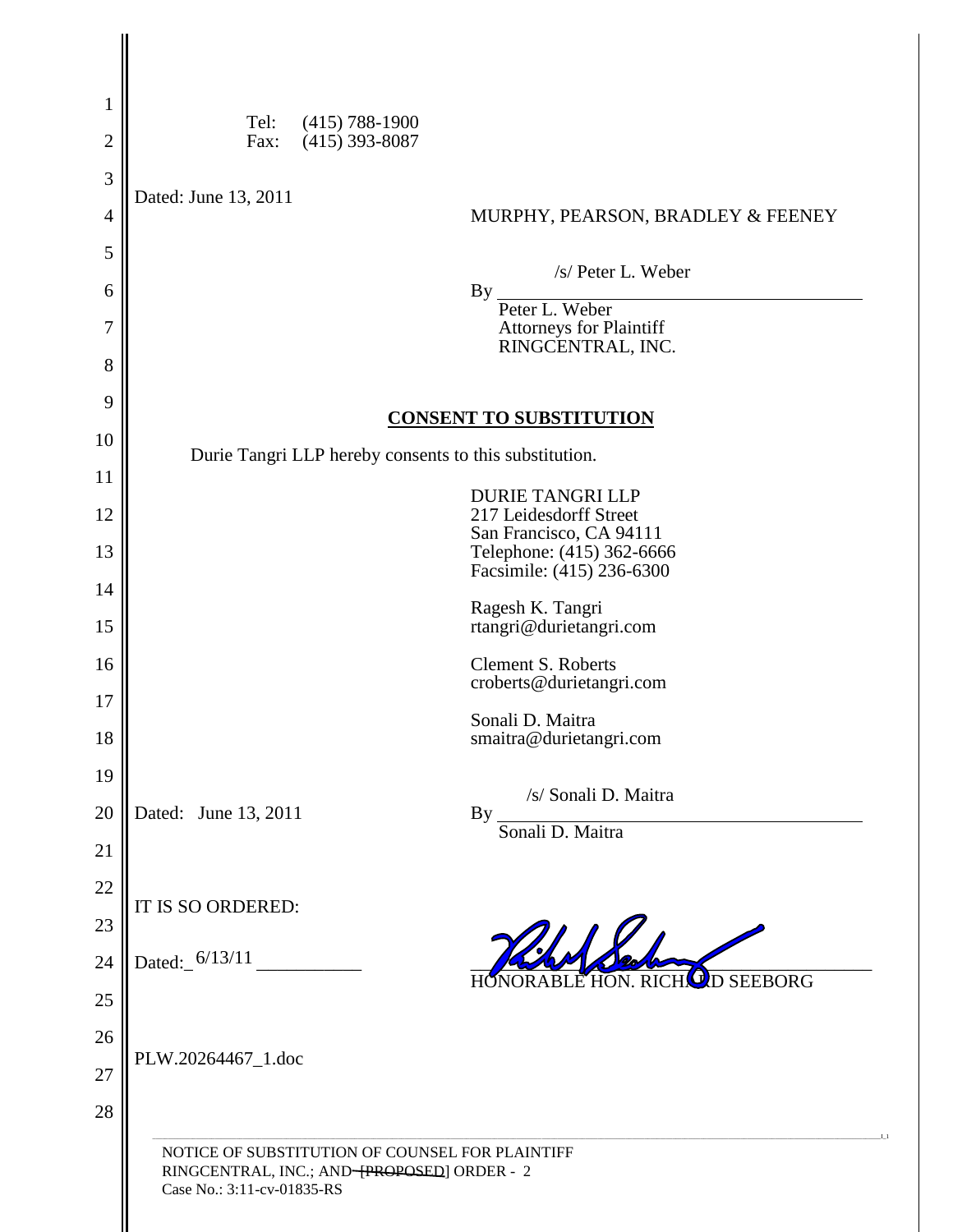Tel: (415) 788-1900
Fax: (415) 393-8087

Dated: June 13, 2011

MURPHY, PEARSON, BRADLEY & FEENEY

/s/ Peter L. Weber

By ______________________________
Peter L. Weber
Attorneys for Plaintiff
RINGCENTRAL, INC.

## CONSENT TO SUBSTITUTION

Durie Tangri LLP hereby consents to this substitution.

DURIE TANGRI LLP
217 Leidesdorff Street
San Francisco, CA 94111
Telephone: (415) 362-6666
Facsimile: (415) 236-6300

Ragesh K. Tangri
rtangri@durietangri.com

Clement S. Roberts
croberts@durietangri.com

Sonali D. Maitra
smaitra@durietangri.com

Dated: June 13, 2011

/s/ Sonali D. Maitra

By ______________________________
Sonali D. Maitra

IT IS SO ORDERED:

Dated: 6/13/11 ___________

______________________________
HONORABLE HON. RICHARD SEEBORG

PLW.20264467_1.doc

NOTICE OF SUBSTITUTION OF COUNSEL FOR PLAINTIFF RINGCENTRAL, INC.; AND ~~[PROPOSED]~~ ORDER - 2
Case No.: 3:11-cv-01835-RS